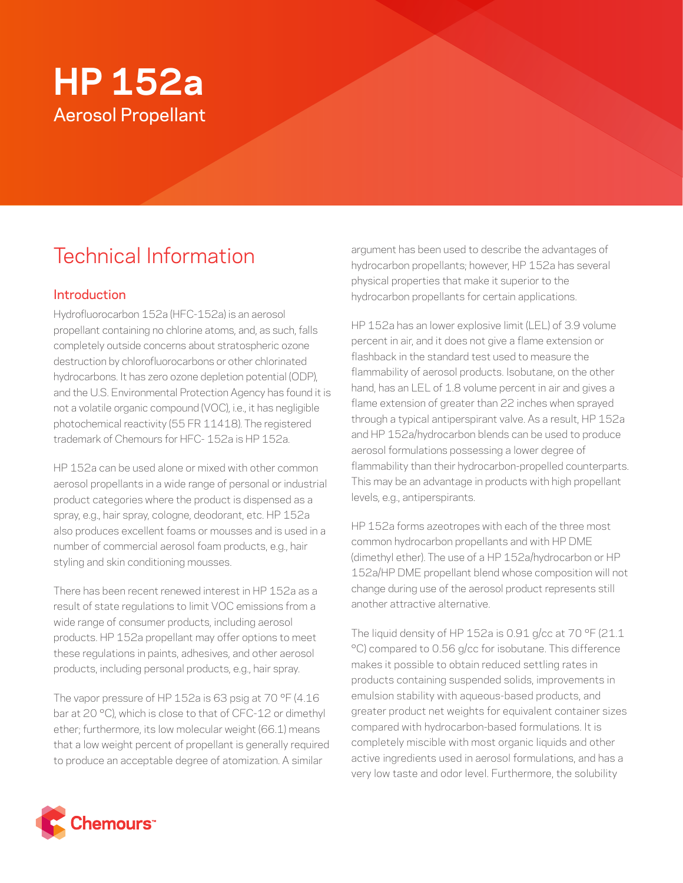# HP 152a

Aerosol Propellant

## Technical Information

### Introduction

Hydrofluorocarbon 152a (HFC-152a) is an aerosol propellant containing no chlorine atoms, and, as such, falls completely outside concerns about stratospheric ozone destruction by chlorofluorocarbons or other chlorinated hydrocarbons. It has zero ozone depletion potential (ODP), and the U.S. Environmental Protection Agency has found it is not a volatile organic compound (VOC), i.e., it has negligible photochemical reactivity (55 FR 11418). The registered trademark of Chemours for HFC- 152a is HP 152a.

HP 152a can be used alone or mixed with other common aerosol propellants in a wide range of personal or industrial product categories where the product is dispensed as a spray, e.g., hair spray, cologne, deodorant, etc. HP 152a also produces excellent foams or mousses and is used in a number of commercial aerosol foam products, e.g., hair styling and skin conditioning mousses.

There has been recent renewed interest in HP 152a as a result of state regulations to limit VOC emissions from a wide range of consumer products, including aerosol products. HP 152a propellant may offer options to meet these regulations in paints, adhesives, and other aerosol products, including personal products, e.g., hair spray.

The vapor pressure of HP 152a is 63 psig at 70 °F (4.16 bar at 20 °C), which is close to that of CFC-12 or dimethyl ether; furthermore, its low molecular weight (66.1) means that a low weight percent of propellant is generally required to produce an acceptable degree of atomization. A similar argument has been used to describe the advantages of hydrocarbon propellants; however, HP 152a has several physical properties that make it superior to the hydrocarbon propellants for certain applications.

HP 152a has an lower explosive limit (LEL) of 3.9 volume percent in air, and it does not give a flame extension or flashback in the standard test used to measure the flammability of aerosol products. Isobutane, on the other hand, has an LEL of 1.8 volume percent in air and gives a flame extension of greater than 22 inches when sprayed through a typical antiperspirant valve. As a result, HP 152a and HP 152a/hydrocarbon blends can be used to produce aerosol formulations possessing a lower degree of flammability than their hydrocarbon-propelled counterparts. This may be an advantage in products with high propellant levels, e.g., antiperspirants.

HP 152a forms azeotropes with each of the three most common hydrocarbon propellants and with HP DME (dimethyl ether). The use of a HP 152a/hydrocarbon or HP 152a/HP DME propellant blend whose composition will not change during use of the aerosol product represents still another attractive alternative.

The liquid density of HP 152a is 0.91 g/cc at 70 °F (21.1 °C) compared to 0.56 g/cc for isobutane. This difference makes it possible to obtain reduced settling rates in products containing suspended solids, improvements in emulsion stability with aqueous-based products, and greater product net weights for equivalent container sizes compared with hydrocarbon-based formulations. It is completely miscible with most organic liquids and other active ingredients used in aerosol formulations, and has a very low taste and odor level. Furthermore, the solubility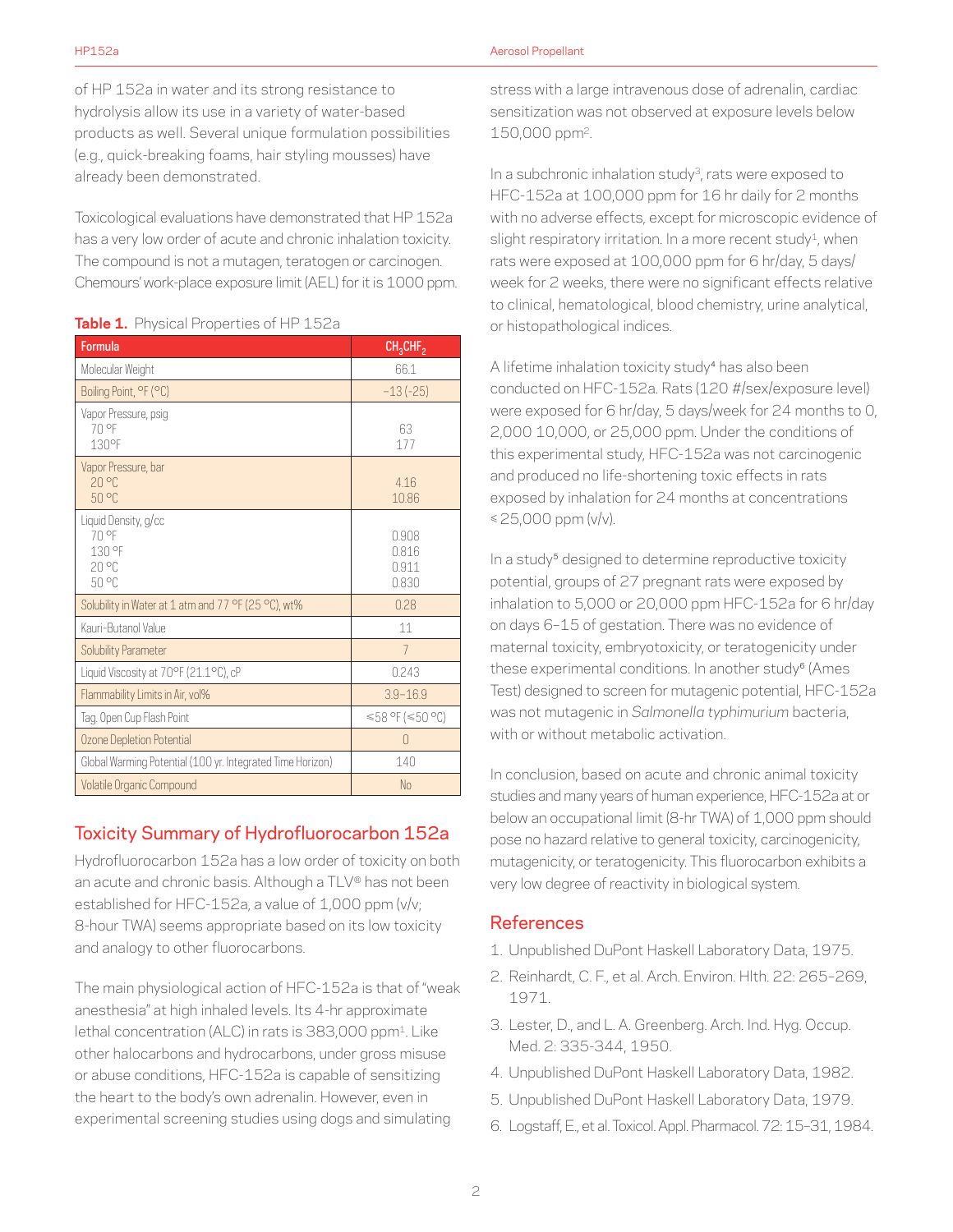of HP 152a in water and its strong resistance to hydrolysis allow its use in a variety of water-based products as well. Several unique formulation possibilities (e.g., quick-breaking foams, hair styling mousses) have already been demonstrated.

Toxicological evaluations have demonstrated that HP 152a has a very low order of acute and chronic inhalation toxicity. The compound is not a mutagen, teratogen or carcinogen. Chemours' work-place exposure limit (AEL) for it is 1000 ppm.

**Table 1.** Physical Properties of HP 152a

| Formula | $CH_3CHF_2$ |
|---|---|
| Molecular Weight | 66.1 |
| Boiling Point, °F (°C) | −13 (-25) |
| Vapor Pressure, psig<br>70 °F<br>130°F | <br>63<br>177 |
| Vapor Pressure, bar<br>20 °C<br>50 °C | <br>4.16<br>10.86 |
| Liquid Density, g/cc<br>70 °F<br>130 °F<br>20 °C<br>50 °C | <br>0.908<br>0.816<br>0.911<br>0.830 |
| Solubility in Water at 1 atm and 77 °F (25 °C), wt% | 0.28 |
| Kauri-Butanol Value | 11 |
| Solubility Parameter | 7 |
| Liquid Viscosity at 70°F (21.1°C), cP | 0.243 |
| Flammability Limits in Air, vol% | 3.9–16.9 |
| Tag. Open Cup Flash Point | ≤58 °F (≤50 °C) |
| Ozone Depletion Potential | 0 |
| Global Warming Potential (100 yr. Integrated Time Horizon) | 140 |
| Volatile Organic Compound | No |

## Toxicity Summary of Hydrofluorocarbon 152a

Hydrofluorocarbon 152a has a low order of toxicity on both an acute and chronic basis. Although a TLV® has not been established for HFC-152a, a value of 1,000 ppm (v/v; 8-hour TWA) seems appropriate based on its low toxicity and analogy to other fluorocarbons.

The main physiological action of HFC-152a is that of "weak anesthesia" at high inhaled levels. Its 4-hr approximate lethal concentration (ALC) in rats is 383,000 ppm[1]. Like other halocarbons and hydrocarbons, under gross misuse or abuse conditions, HFC-152a is capable of sensitizing the heart to the body's own adrenalin. However, even in experimental screening studies using dogs and simulating stress with a large intravenous dose of adrenalin, cardiac sensitization was not observed at exposure levels below 150,000 ppm[2].

In a subchronic inhalation study[3], rats were exposed to HFC-152a at 100,000 ppm for 16 hr daily for 2 months with no adverse effects, except for microscopic evidence of slight respiratory irritation. In a more recent study[1], when rats were exposed at 100,000 ppm for 6 hr/day, 5 days/week for 2 weeks, there were no significant effects relative to clinical, hematological, blood chemistry, urine analytical, or histopathological indices.

A lifetime inhalation toxicity study[4] has also been conducted on HFC-152a. Rats (120 #/sex/exposure level) were exposed for 6 hr/day, 5 days/week for 24 months to 0, 2,000 10,000, or 25,000 ppm. Under the conditions of this experimental study, HFC-152a was not carcinogenic and produced no life-shortening toxic effects in rats exposed by inhalation for 24 months at concentrations ≤ 25,000 ppm (v/v).

In a study[5] designed to determine reproductive toxicity potential, groups of 27 pregnant rats were exposed by inhalation to 5,000 or 20,000 ppm HFC-152a for 6 hr/day on days 6–15 of gestation. There was no evidence of maternal toxicity, embryotoxicity, or teratogenicity under these experimental conditions. In another study[6] (Ames Test) designed to screen for mutagenic potential, HFC-152a was not mutagenic in *Salmonella typhimurium* bacteria, with or without metabolic activation.

In conclusion, based on acute and chronic animal toxicity studies and many years of human experience, HFC-152a at or below an occupational limit (8-hr TWA) of 1,000 ppm should pose no hazard relative to general toxicity, carcinogenicity, mutagenicity, or teratogenicity. This fluorocarbon exhibits a very low degree of reactivity in biological system.

## References

1. Unpublished DuPont Haskell Laboratory Data, 1975.
2. Reinhardt, C. F., et al. Arch. Environ. Hlth. 22: 265–269, 1971.
3. Lester, D., and L. A. Greenberg. Arch. Ind. Hyg. Occup. Med. 2: 335-344, 1950.
4. Unpublished DuPont Haskell Laboratory Data, 1982.
5. Unpublished DuPont Haskell Laboratory Data, 1979.
6. Logstaff, E., et al. Toxicol. Appl. Pharmacol. 72: 15–31, 1984.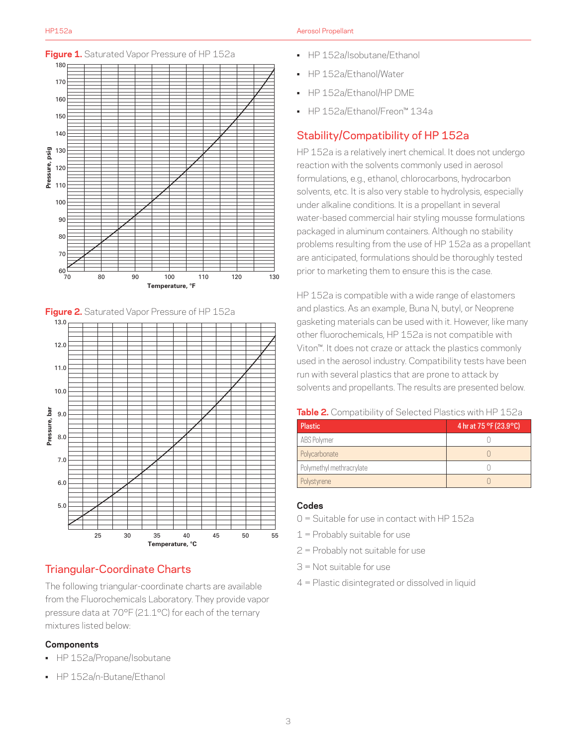**Figure 1.** Saturated Vapor Pressure of HP 152a

Pressure, psig

180
170
160
150
140
130
120
110
100
90
80
70
60

70 80 90 100 110 120 130

Temperature, °F

**Figure 2.** Saturated Vapor Pressure of HP 152a

Pressure, bar

13.0
12.0
11.0
10.0
9.0
8.0
7.0
6.0
5.0

25 30 35 40 45 50 55

Temperature, °C

## Triangular-Coordinate Charts

The following triangular-coordinate charts are available from the Fluorochemicals Laboratory. They provide vapor pressure data at 70°F (21.1°C) for each of the ternary mixtures listed below:

### Components

- HP 152a/Propane/Isobutane
- HP 152a/n-Butane/Ethanol
- HP 152a/Isobutane/Ethanol
- HP 152a/Ethanol/Water
- HP 152a/Ethanol/HP DME
- HP 152a/Ethanol/Freon™ 134a

## Stability/Compatibility of HP 152a

HP 152a is a relatively inert chemical. It does not undergo reaction with the solvents commonly used in aerosol formulations, e.g., ethanol, chlorocarbons, hydrocarbon solvents, etc. It is also very stable to hydrolysis, especially under alkaline conditions. It is a propellant in several water-based commercial hair styling mousse formulations packaged in aluminum containers. Although no stability problems resulting from the use of HP 152a as a propellant are anticipated, formulations should be thoroughly tested prior to marketing them to ensure this is the case.

HP 152a is compatible with a wide range of elastomers and plastics. As an example, Buna N, butyl, or Neoprene gasketing materials can be used with it. However, like many other fluorochemicals, HP 152a is not compatible with Viton™. It does not craze or attack the plastics commonly used in the aerosol industry. Compatibility tests have been run with several plastics that are prone to attack by solvents and propellants. The results are presented below.

**Table 2.** Compatibility of Selected Plastics with HP 152a

| Plastic | 4 hr at 75 °F (23.9°C) |
|---|---|
| ABS Polymer | 0 |
| Polycarbonate | 0 |
| Polymethyl methracrylate | 0 |
| Polystyrene | 0 |

### Codes

0 = Suitable for use in contact with HP 152a

1 = Probably suitable for use

2 = Probably not suitable for use

3 = Not suitable for use

4 = Plastic disintegrated or dissolved in liquid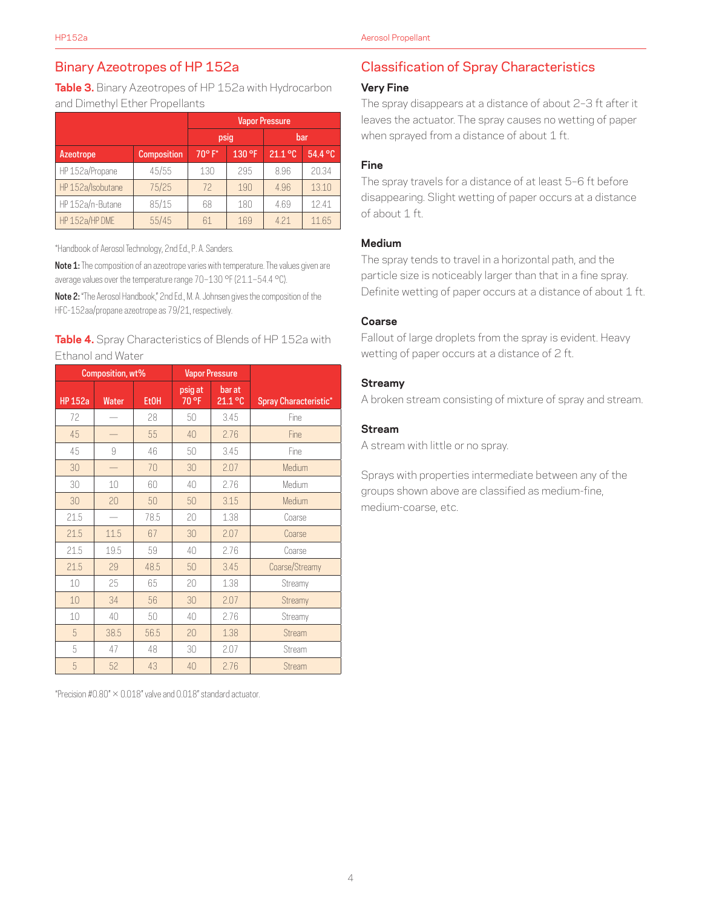## Binary Azeotropes of HP 152a

**Table 3.** Binary Azeotropes of HP 152a with Hydrocarbon and Dimethyl Ether Propellants

| | | Vapor Pressure | | | |
|---|---|---|---|---|---|
| | | psig | | bar | |
| Azeotrope | Composition | 70° F* | 130 °F | 21.1 °C | 54.4 °C |
| HP 152a/Propane | 45/55 | 130 | 295 | 8.96 | 20.34 |
| HP 152a/Isobutane | 75/25 | 72 | 190 | 4.96 | 13.10 |
| HP 152a/n-Butane | 85/15 | 68 | 180 | 4.69 | 12.41 |
| HP 152a/HP DME | 55/45 | 61 | 169 | 4.21 | 11.65 |

*Handbook of Aerosol Technology, 2nd Ed., P. A. Sanders.

**Note 1:** The composition of an azeotrope varies with temperature. The values given are average values over the temperature range 70–130 °F (21.1–54.4 °C).

**Note 2:** "The Aerosol Handbook," 2nd Ed., M. A. Johnsen gives the composition of the HFC-152aa/propane azeotrope as 79/21, respectively.

**Table 4.** Spray Characteristics of Blends of HP 152a with Ethanol and Water

| Composition, wt% | | | Vapor Pressure | | |
|---|---|---|---|---|---|
| HP 152a | Water | EtOH | psig at 70 °F | bar at 21.1 °C | Spray Characteristic* |
| 72 | — | 28 | 50 | 3.45 | Fine |
| 45 | — | 55 | 40 | 2.76 | Fine |
| 45 | 9 | 46 | 50 | 3.45 | Fine |
| 30 | — | 70 | 30 | 2.07 | Medium |
| 30 | 10 | 60 | 40 | 2.76 | Medium |
| 30 | 20 | 50 | 50 | 3.15 | Medium |
| 21.5 | — | 78.5 | 20 | 1.38 | Coarse |
| 21.5 | 11.5 | 67 | 30 | 2.07 | Coarse |
| 21.5 | 19.5 | 59 | 40 | 2.76 | Coarse |
| 21.5 | 29 | 48.5 | 50 | 3.45 | Coarse/Streamy |
| 10 | 25 | 65 | 20 | 1.38 | Streamy |
| 10 | 34 | 56 | 30 | 2.07 | Streamy |
| 10 | 40 | 50 | 40 | 2.76 | Streamy |
| 5 | 38.5 | 56.5 | 20 | 1.38 | Stream |
| 5 | 47 | 48 | 30 | 2.07 | Stream |
| 5 | 52 | 43 | 40 | 2.76 | Stream |

*Precision #0.80" × 0.018" valve and 0.018" standard actuator.

## Classification of Spray Characteristics

### Very Fine

The spray disappears at a distance of about 2–3 ft after it leaves the actuator. The spray causes no wetting of paper when sprayed from a distance of about 1 ft.

### Fine

The spray travels for a distance of at least 5–6 ft before disappearing. Slight wetting of paper occurs at a distance of about 1 ft.

### Medium

The spray tends to travel in a horizontal path, and the particle size is noticeably larger than that in a fine spray. Definite wetting of paper occurs at a distance of about 1 ft.

### Coarse

Fallout of large droplets from the spray is evident. Heavy wetting of paper occurs at a distance of 2 ft.

### Streamy

A broken stream consisting of mixture of spray and stream.

### Stream

A stream with little or no spray.

Sprays with properties intermediate between any of the groups shown above are classified as medium-fine, medium-coarse, etc.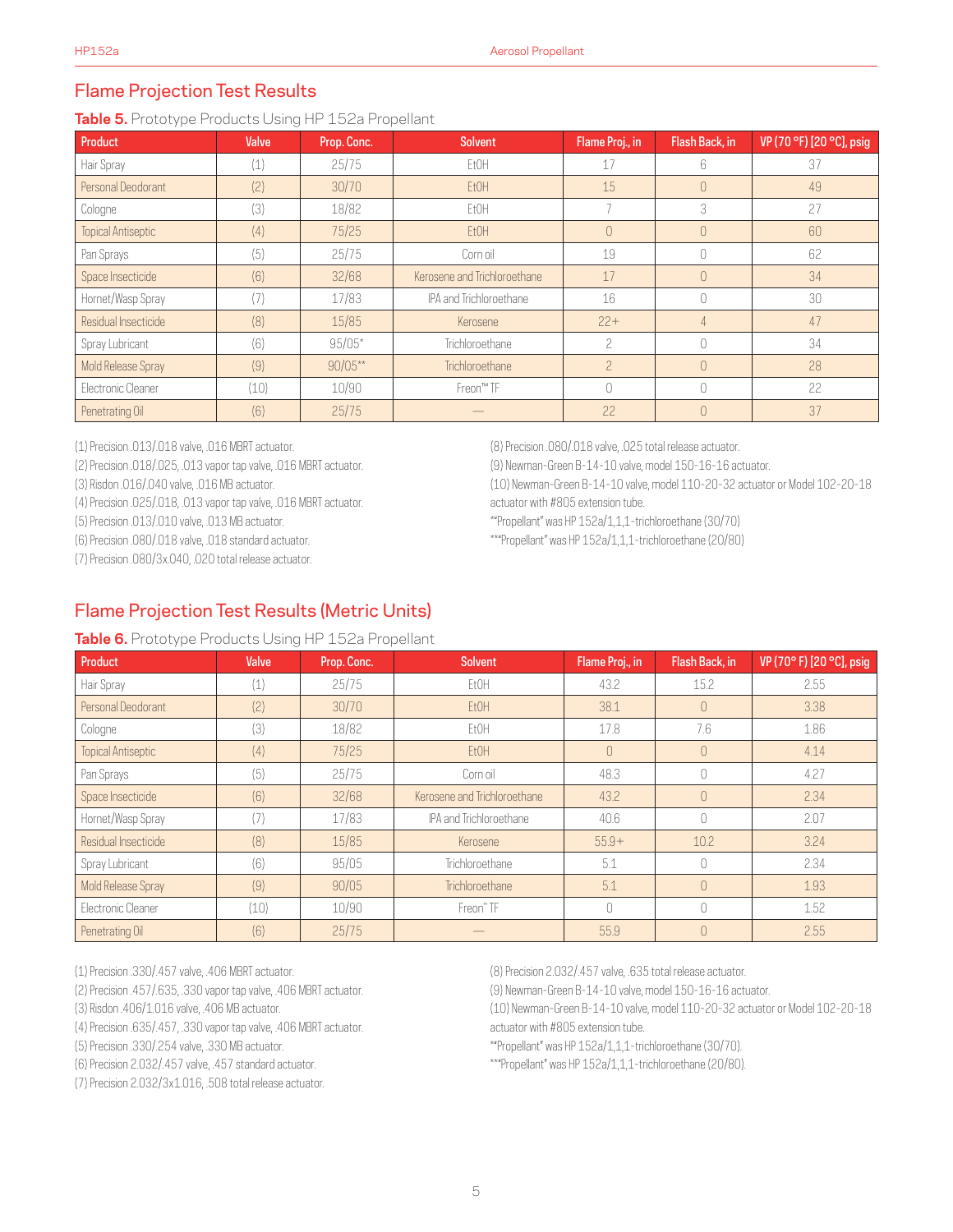## Flame Projection Test Results

**Table 5.** Prototype Products Using HP 152a Propellant

| Product | Valve | Prop. Conc. | Solvent | Flame Proj., in | Flash Back, in | VP (70 °F) [20 °C], psig |
|---|---|---|---|---|---|---|
| Hair Spray | (1) | 25/75 | EtOH | 17 | 6 | 37 |
| Personal Deodorant | (2) | 30/70 | EtOH | 15 | 0 | 49 |
| Cologne | (3) | 18/82 | EtOH | 7 | 3 | 27 |
| Topical Antiseptic | (4) | 75/25 | EtOH | 0 | 0 | 60 |
| Pan Sprays | (5) | 25/75 | Corn oil | 19 | 0 | 62 |
| Space Insecticide | (6) | 32/68 | Kerosene and Trichloroethane | 17 | 0 | 34 |
| Hornet/Wasp Spray | (7) | 17/83 | IPA and Trichloroethane | 16 | 0 | 30 |
| Residual Insecticide | (8) | 15/85 | Kerosene | 22+ | 4 | 47 |
| Spray Lubricant | (6) | 95/05* | Trichloroethane | 2 | 0 | 34 |
| Mold Release Spray | (9) | 90/05** | Trichloroethane | 2 | 0 | 28 |
| Electronic Cleaner | (10) | 10/90 | Freon™ TF | 0 | 0 | 22 |
| Penetrating Oil | (6) | 25/75 | — | 22 | 0 | 37 |

(1) Precision .013/.018 valve, .016 MBRT actuator.
(2) Precision .018/.025, .013 vapor tap valve, .016 MBRT actuator.
(3) Risdon .016/.040 valve, .016 MB actuator.
(4) Precision .025/.018, .013 vapor tap valve, .016 MBRT actuator.
(5) Precision .013/.010 valve, .013 MB actuator.
(6) Precision .080/.018 valve, .018 standard actuator.
(7) Precision .080/3x.040, .020 total release actuator.
(8) Precision .080/.018 valve, .025 total release actuator.
(9) Newman-Green B-14-10 valve, model 150-16-16 actuator.
(10) Newman-Green B-14-10 valve, model 110-20-32 actuator or Model 102-20-18 actuator with #805 extension tube.
*"Propellant" was HP 152a/1,1,1-trichloroethane (30/70)
**"Propellant" was HP 152a/1,1,1-trichloroethane (20/80)

## Flame Projection Test Results (Metric Units)

**Table 6.** Prototype Products Using HP 152a Propellant

| Product | Valve | Prop. Conc. | Solvent | Flame Proj., in | Flash Back, in | VP (70° F) [20 °C], psig |
|---|---|---|---|---|---|---|
| Hair Spray | (1) | 25/75 | EtOH | 43.2 | 15.2 | 2.55 |
| Personal Deodorant | (2) | 30/70 | EtOH | 38.1 | 0 | 3.38 |
| Cologne | (3) | 18/82 | EtOH | 17.8 | 7.6 | 1.86 |
| Topical Antiseptic | (4) | 75/25 | EtOH | 0 | 0 | 4.14 |
| Pan Sprays | (5) | 25/75 | Corn oil | 48.3 | 0 | 4.27 |
| Space Insecticide | (6) | 32/68 | Kerosene and Trichloroethane | 43.2 | 0 | 2.34 |
| Hornet/Wasp Spray | (7) | 17/83 | IPA and Trichloroethane | 40.6 | 0 | 2.07 |
| Residual Insecticide | (8) | 15/85 | Kerosene | 55.9+ | 10.2 | 3.24 |
| Spray Lubricant | (6) | 95/05 | Trichloroethane | 5.1 | 0 | 2.34 |
| Mold Release Spray | (9) | 90/05 | Trichloroethane | 5.1 | 0 | 1.93 |
| Electronic Cleaner | (10) | 10/90 | Freon™ TF | 0 | 0 | 1.52 |
| Penetrating Oil | (6) | 25/75 | — | 55.9 | 0 | 2.55 |

(1) Precision .330/.457 valve, .406 MBRT actuator.
(2) Precision .457/.635, .330 vapor tap valve, .406 MBRT actuator.
(3) Risdon .406/1.016 valve, .406 MB actuator.
(4) Precision .635/.457, .330 vapor tap valve, .406 MBRT actuator.
(5) Precision .330/.254 valve, .330 MB actuator.
(6) Precision 2.032/.457 valve, .457 standard actuator.
(7) Precision 2.032/3x1.016, .508 total release actuator.
(8) Precision 2.032/.457 valve, .635 total release actuator.
(9) Newman-Green B-14-10 valve, model 150-16-16 actuator.
(10) Newman-Green B-14-10 valve, model 110-20-32 actuator or Model 102-20-18 actuator with #805 extension tube.
*"Propellant" was HP 152a/1,1,1-trichloroethane (30/70).
**"Propellant" was HP 152a/1,1,1-trichloroethane (20/80).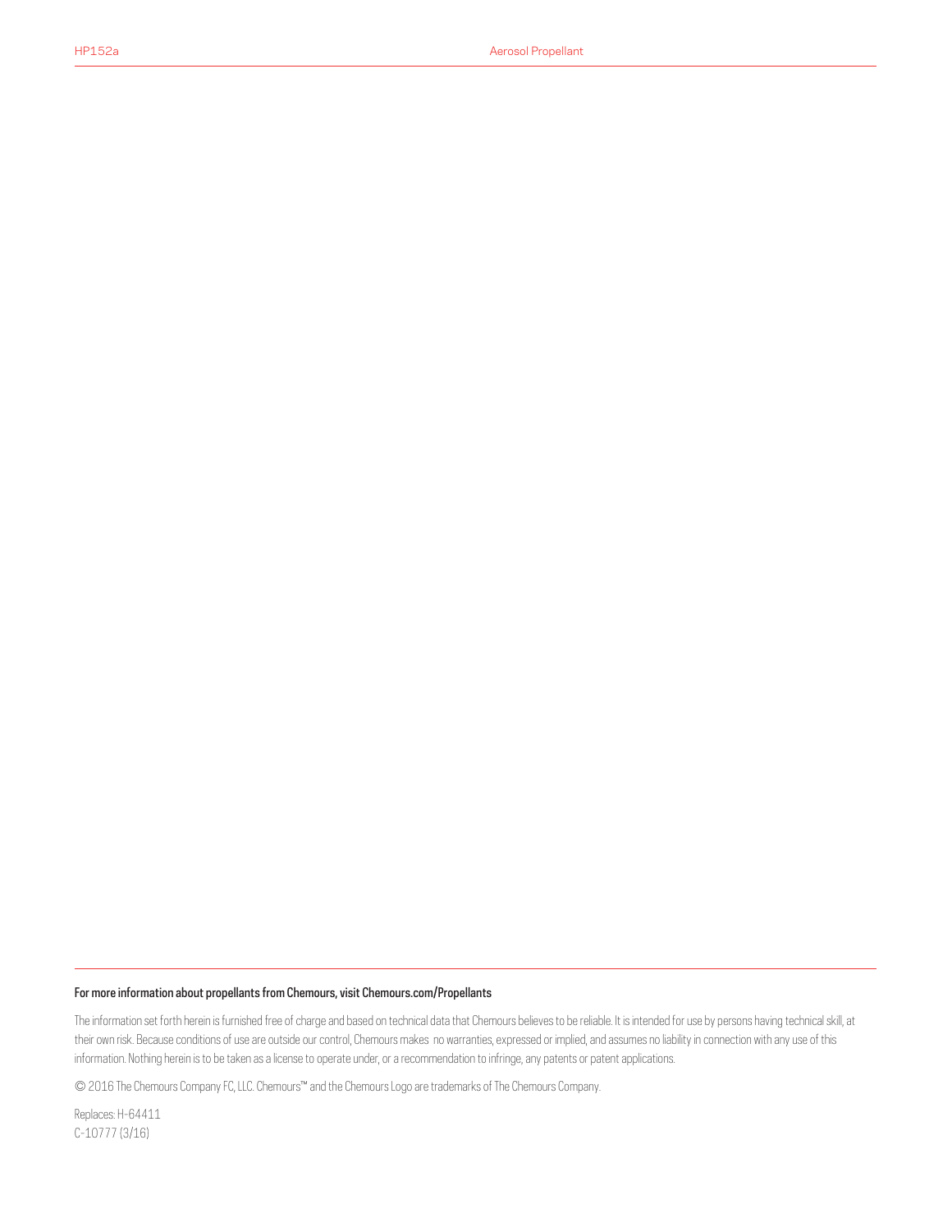**For more information about propellants from Chemours, visit Chemours.com/Propellants**

The information set forth herein is furnished free of charge and based on technical data that Chemours believes to be reliable. It is intended for use by persons having technical skill, at their own risk. Because conditions of use are outside our control, Chemours makes no warranties, expressed or implied, and assumes no liability in connection with any use of this information. Nothing herein is to be taken as a license to operate under, or a recommendation to infringe, any patents or patent applications.

© 2016 The Chemours Company FC, LLC. Chemours™ and the Chemours Logo are trademarks of The Chemours Company.

Replaces: H-64411
C-10777 (3/16)